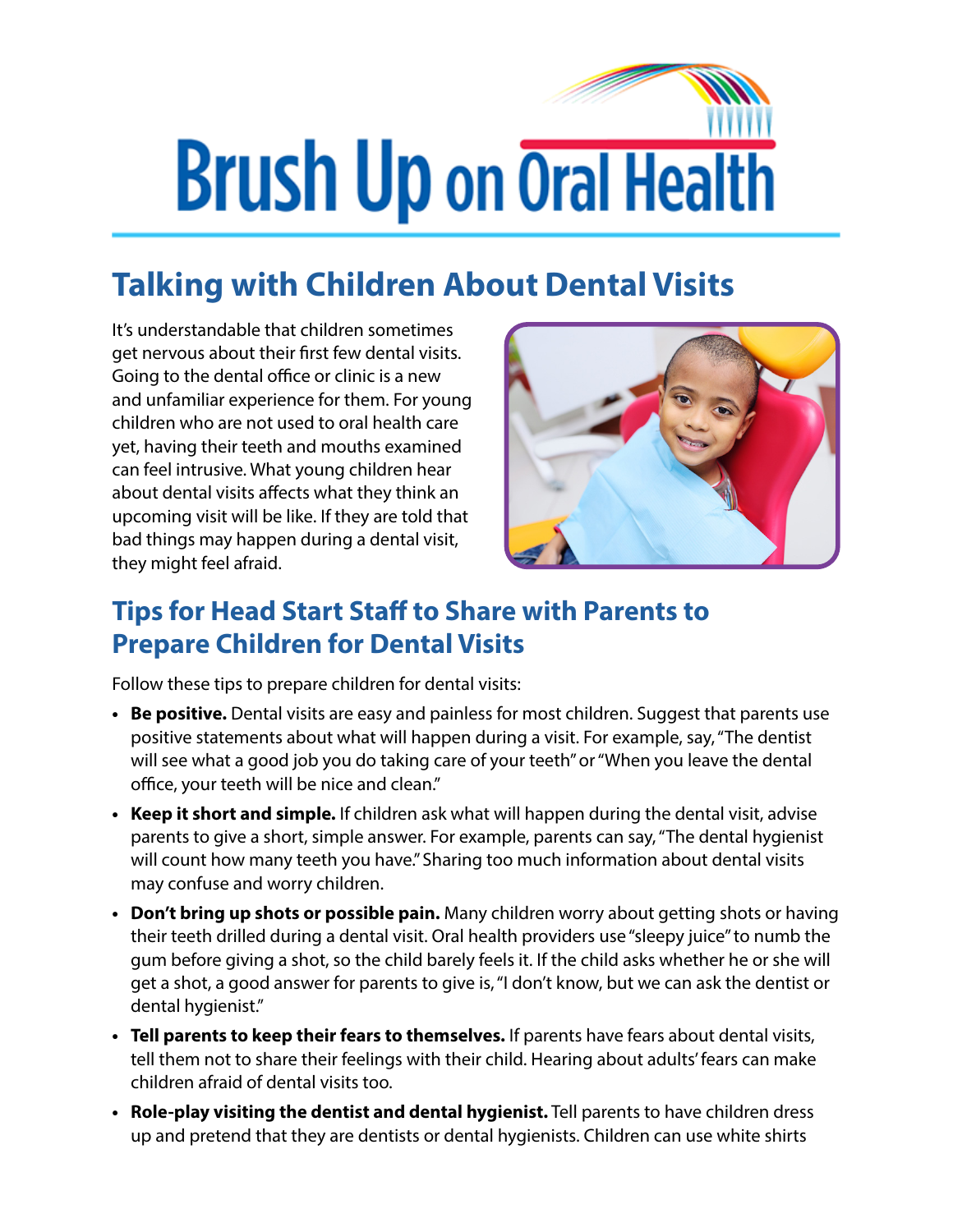# Brush Up on Oral Health

## Talking with Children About Dental Visits

It's understandable that children sometimes get nervous about their first few dental visits. Going to the dental office or clinic is a new and unfamiliar experience for them. For young children who are not used to oral health care yet, having their teeth and mouths examined can feel intrusive. What young children hear about dental visits affects what they think an upcoming visit will be like. If they are told that bad things may happen during a dental visit, they might feel afraid.

## Tips for Head Start Staff to Share with Parents to Prepare Children for Dental Visits

Follow these tips to prepare children for dental visits:

- **Be positive.** Dental visits are easy and painless for most children. Suggest that parents use positive statements about what will happen during a visit. For example, say, "The dentist will see what a good job you do taking care of your teeth" or "When you leave the dental office, your teeth will be nice and clean."
- **Keep it short and simple.** If children ask what will happen during the dental visit, advise parents to give a short, simple answer. For example, parents can say, "The dental hygienist will count how many teeth you have." Sharing too much information about dental visits may confuse and worry children.
- **Don't bring up shots or possible pain.** Many children worry about getting shots or having their teeth drilled during a dental visit. Oral health providers use "sleepy juice" to numb the gum before giving a shot, so the child barely feels it. If the child asks whether he or she will get a shot, a good answer for parents to give is, "I don't know, but we can ask the dentist or dental hygienist."
- **Tell parents to keep their fears to themselves.** If parents have fears about dental visits, tell them not to share their feelings with their child. Hearing about adults' fears can make children afraid of dental visits too.
- **Role-play visiting the dentist and dental hygienist.** Tell parents to have children dress up and pretend that they are dentists or dental hygienists. Children can use white shirts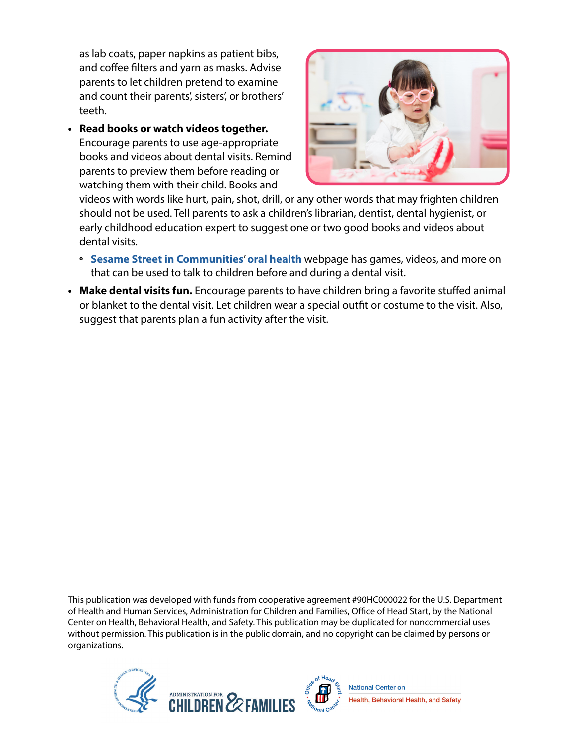as lab coats, paper napkins as patient bibs, and coffee filters and yarn as masks. Advise parents to let children pretend to examine and count their parents', sisters', or brothers' teeth.

- **Read books or watch videos together.** Encourage parents to use age-appropriate books and videos about dental visits. Remind parents to preview them before reading or watching them with their child. Books and videos with words like hurt, pain, shot, drill, or any other words that may frighten children should not be used. Tell parents to ask a children's librarian, dentist, dental hygienist, or early childhood education expert to suggest one or two good books and videos about dental visits.
  - **Sesame Street in Communities**' **oral health** webpage has games, videos, and more on that can be used to talk to children before and during a dental visit.
- **Make dental visits fun.** Encourage parents to have children bring a favorite stuffed animal or blanket to the dental visit. Let children wear a special outfit or costume to the visit. Also, suggest that parents plan a fun activity after the visit.

This publication was developed with funds from cooperative agreement #90HC000022 for the U.S. Department of Health and Human Services, Administration for Children and Families, Office of Head Start, by the National Center on Health, Behavioral Health, and Safety. This publication may be duplicated for noncommercial uses without permission. This publication is in the public domain, and no copyright can be claimed by persons or organizations.

ADMINISTRATION FOR CHILDREN & FAMILIES

National Center on Health, Behavioral Health, and Safety